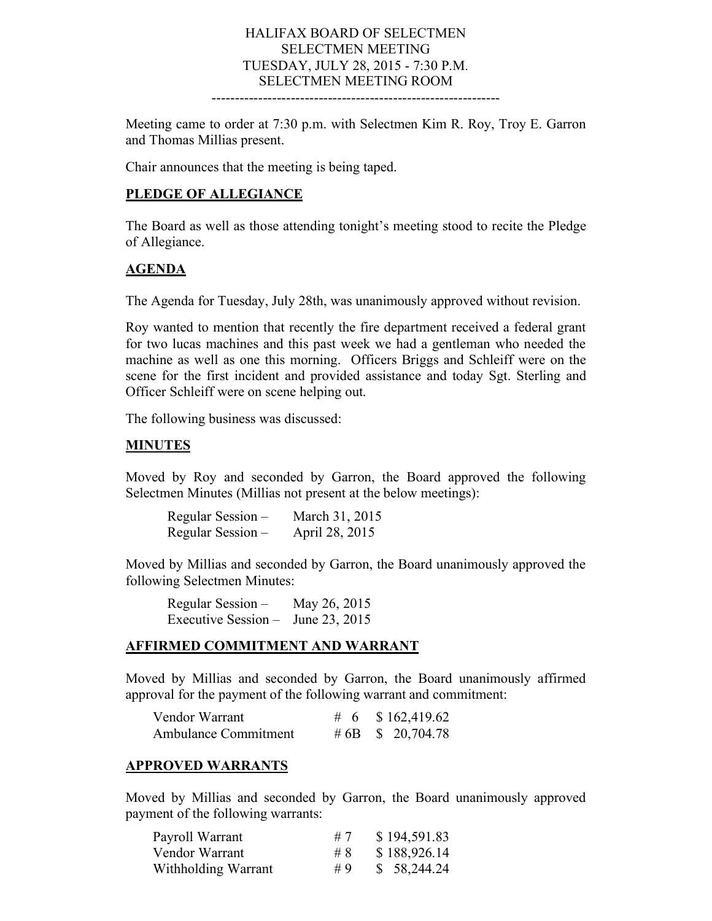# HALIFAX BOARD OF SELECTMEN
## SELECTMEN MEETING
## TUESDAY, JULY 28, 2015 - 7:30 P.M.
## SELECTMEN MEETING ROOM

---

Meeting came to order at 7:30 p.m. with Selectmen Kim R. Roy, Troy E. Garron and Thomas Millias present.

Chair announces that the meeting is being taped.

## **PLEDGE OF ALLEGIANCE**

The Board as well as those attending tonight's meeting stood to recite the Pledge of Allegiance.

## **AGENDA**

The Agenda for Tuesday, July 28th, was unanimously approved without revision.

Roy wanted to mention that recently the fire department received a federal grant for two lucas machines and this past week we had a gentleman who needed the machine as well as one this morning. Officers Briggs and Schleiff were on the scene for the first incident and provided assistance and today Sgt. Sterling and Officer Schleiff were on scene helping out.

The following business was discussed:

## **MINUTES**

Moved by Roy and seconded by Garron, the Board approved the following Selectmen Minutes (Millias not present at the below meetings):

| | |
|---|---|
| Regular Session – | March 31, 2015 |
| Regular Session – | April 28, 2015 |

Moved by Millias and seconded by Garron, the Board unanimously approved the following Selectmen Minutes:

| | |
|---|---|
| Regular Session – | May 26, 2015 |
| Executive Session – | June 23, 2015 |

## **AFFIRMED COMMITMENT AND WARRANT**

Moved by Millias and seconded by Garron, the Board unanimously affirmed approval for the payment of the following warrant and commitment:

| | | |
|---|---|---|
| Vendor Warrant | # 6 | $ 162,419.62 |
| Ambulance Commitment | # 6B | $ 20,704.78 |

## **APPROVED WARRANTS**

Moved by Millias and seconded by Garron, the Board unanimously approved payment of the following warrants:

| | | |
|---|---|---|
| Payroll Warrant | # 7 | $ 194,591.83 |
| Vendor Warrant | # 8 | $ 188,926.14 |
| Withholding Warrant | # 9 | $ 58,244.24 |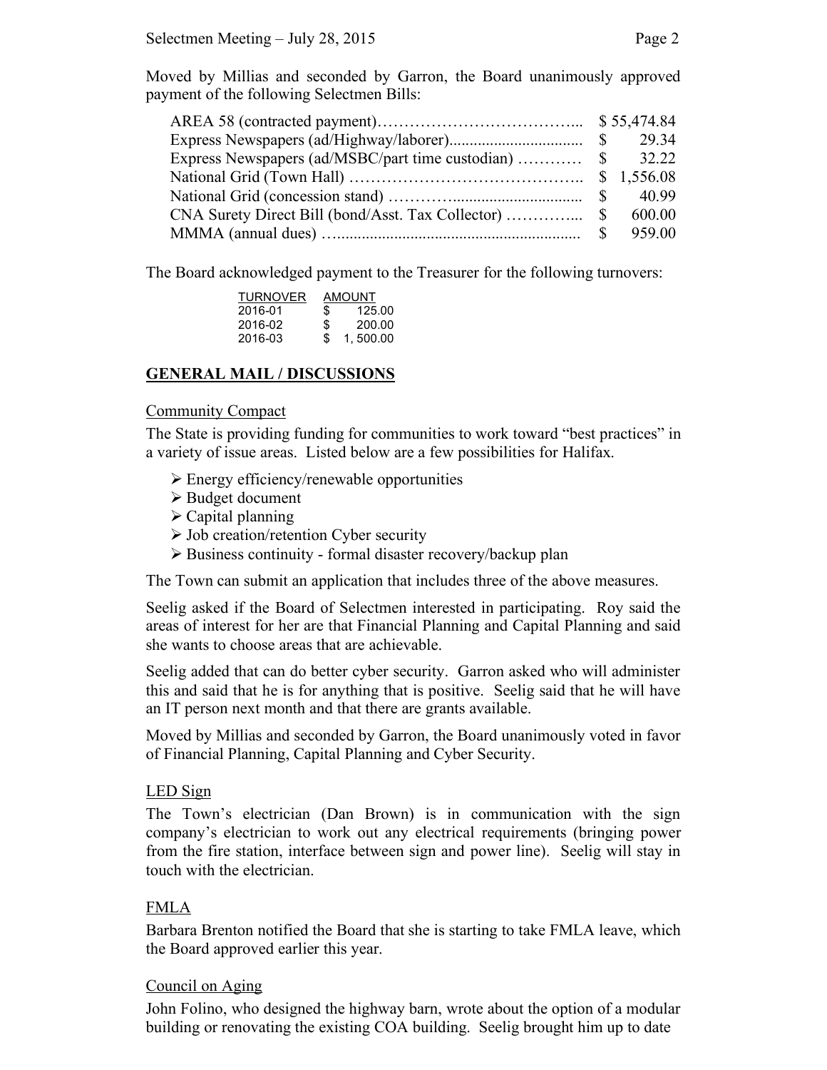Moved by Millias and seconded by Garron, the Board unanimously approved payment of the following Selectmen Bills:

| | |
|---|---|
| AREA 58 (contracted payment)……………………………….. | $ 55,474.84 |
| Express Newspapers (ad/Highway/laborer)................................ | $ 29.34 |
| Express Newspapers (ad/MSBC/part time custodian) ………… | $ 32.22 |
| National Grid (Town Hall) …………………………………….. | $ 1,556.08 |
| National Grid (concession stand) ………….............................. | $ 40.99 |
| CNA Surety Direct Bill (bond/Asst. Tax Collector) …………... | $ 600.00 |
| MMMA (annual dues) …......................................................... | $ 959.00 |

The Board acknowledged payment to the Treasurer for the following turnovers:

| TURNOVER | AMOUNT |
|---|---|
| 2016-01 | $ 125.00 |
| 2016-02 | $ 200.00 |
| 2016-03 | $ 1, 500.00 |

## GENERAL MAIL / DISCUSSIONS

### Community Compact

The State is providing funding for communities to work toward "best practices" in a variety of issue areas. Listed below are a few possibilities for Halifax.

- Energy efficiency/renewable opportunities
- Budget document
- Capital planning
- Job creation/retention Cyber security
- Business continuity - formal disaster recovery/backup plan

The Town can submit an application that includes three of the above measures.

Seelig asked if the Board of Selectmen interested in participating. Roy said the areas of interest for her are that Financial Planning and Capital Planning and said she wants to choose areas that are achievable.

Seelig added that can do better cyber security. Garron asked who will administer this and said that he is for anything that is positive. Seelig said that he will have an IT person next month and that there are grants available.

Moved by Millias and seconded by Garron, the Board unanimously voted in favor of Financial Planning, Capital Planning and Cyber Security.

### LED Sign

The Town's electrician (Dan Brown) is in communication with the sign company's electrician to work out any electrical requirements (bringing power from the fire station, interface between sign and power line). Seelig will stay in touch with the electrician.

### FMLA

Barbara Brenton notified the Board that she is starting to take FMLA leave, which the Board approved earlier this year.

### Council on Aging

John Folino, who designed the highway barn, wrote about the option of a modular building or renovating the existing COA building. Seelig brought him up to date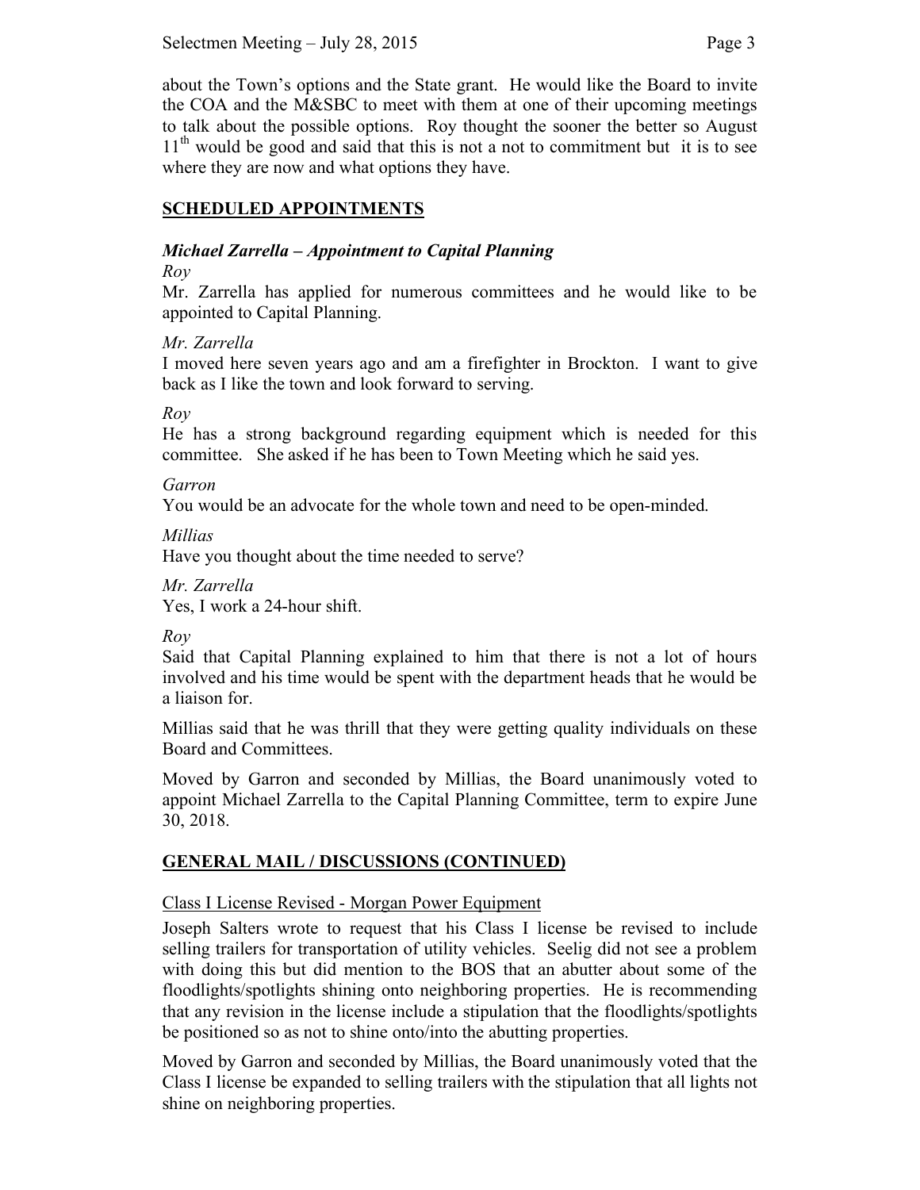about the Town's options and the State grant. He would like the Board to invite the COA and the M&SBC to meet with them at one of their upcoming meetings to talk about the possible options. Roy thought the sooner the better so August 11th would be good and said that this is not a not to commitment but it is to see where they are now and what options they have.

## SCHEDULED APPOINTMENTS

### *Michael Zarrella – Appointment to Capital Planning*

*Roy*

Mr. Zarrella has applied for numerous committees and he would like to be appointed to Capital Planning.

*Mr. Zarrella*

I moved here seven years ago and am a firefighter in Brockton. I want to give back as I like the town and look forward to serving.

*Roy*

He has a strong background regarding equipment which is needed for this committee. She asked if he has been to Town Meeting which he said yes.

*Garron*

You would be an advocate for the whole town and need to be open-minded.

*Millias*

Have you thought about the time needed to serve?

*Mr. Zarrella*

Yes, I work a 24-hour shift.

*Roy*

Said that Capital Planning explained to him that there is not a lot of hours involved and his time would be spent with the department heads that he would be a liaison for.

Millias said that he was thrill that they were getting quality individuals on these Board and Committees.

Moved by Garron and seconded by Millias, the Board unanimously voted to appoint Michael Zarrella to the Capital Planning Committee, term to expire June 30, 2018.

## GENERAL MAIL / DISCUSSIONS (CONTINUED)

Class I License Revised - Morgan Power Equipment

Joseph Salters wrote to request that his Class I license be revised to include selling trailers for transportation of utility vehicles. Seelig did not see a problem with doing this but did mention to the BOS that an abutter about some of the floodlights/spotlights shining onto neighboring properties. He is recommending that any revision in the license include a stipulation that the floodlights/spotlights be positioned so as not to shine onto/into the abutting properties.

Moved by Garron and seconded by Millias, the Board unanimously voted that the Class I license be expanded to selling trailers with the stipulation that all lights not shine on neighboring properties.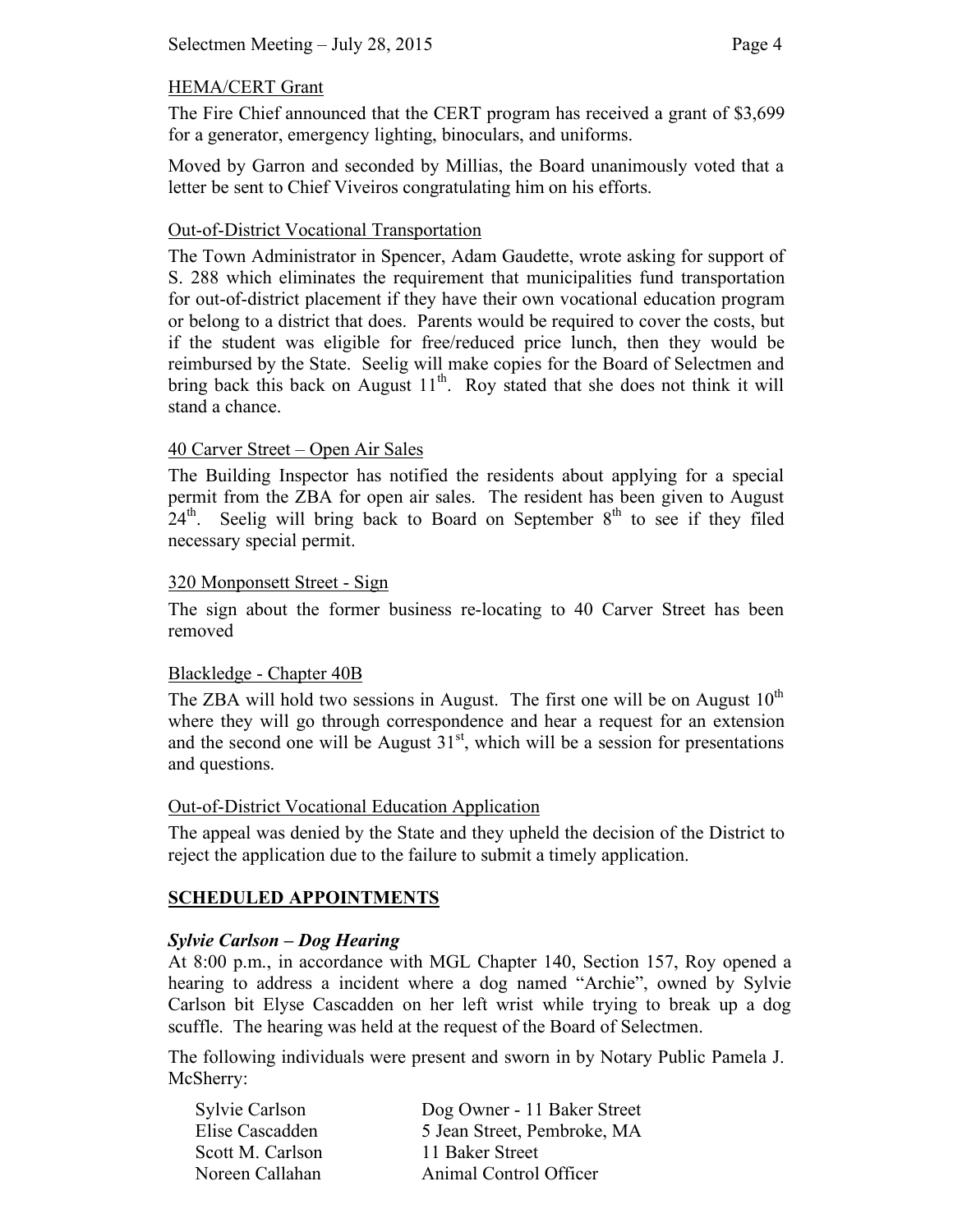HEMA/CERT Grant

The Fire Chief announced that the CERT program has received a grant of $3,699 for a generator, emergency lighting, binoculars, and uniforms.

Moved by Garron and seconded by Millias, the Board unanimously voted that a letter be sent to Chief Viveiros congratulating him on his efforts.

Out-of-District Vocational Transportation

The Town Administrator in Spencer, Adam Gaudette, wrote asking for support of S. 288 which eliminates the requirement that municipalities fund transportation for out-of-district placement if they have their own vocational education program or belong to a district that does. Parents would be required to cover the costs, but if the student was eligible for free/reduced price lunch, then they would be reimbursed by the State. Seelig will make copies for the Board of Selectmen and bring back this back on August 11th. Roy stated that she does not think it will stand a chance.

40 Carver Street – Open Air Sales

The Building Inspector has notified the residents about applying for a special permit from the ZBA for open air sales. The resident has been given to August 24th. Seelig will bring back to Board on September 8th to see if they filed necessary special permit.

320 Monponsett Street - Sign

The sign about the former business re-locating to 40 Carver Street has been removed

Blackledge - Chapter 40B

The ZBA will hold two sessions in August. The first one will be on August 10th where they will go through correspondence and hear a request for an extension and the second one will be August 31st, which will be a session for presentations and questions.

Out-of-District Vocational Education Application

The appeal was denied by the State and they upheld the decision of the District to reject the application due to the failure to submit a timely application.

**SCHEDULED APPOINTMENTS**

***Sylvie Carlson – Dog Hearing***

At 8:00 p.m., in accordance with MGL Chapter 140, Section 157, Roy opened a hearing to address a incident where a dog named "Archie", owned by Sylvie Carlson bit Elyse Cascadden on her left wrist while trying to break up a dog scuffle. The hearing was held at the request of the Board of Selectmen.

The following individuals were present and sworn in by Notary Public Pamela J. McSherry:

| | |
|---|---|
| Sylvie Carlson | Dog Owner - 11 Baker Street |
| Elise Cascadden | 5 Jean Street, Pembroke, MA |
| Scott M. Carlson | 11 Baker Street |
| Noreen Callahan | Animal Control Officer |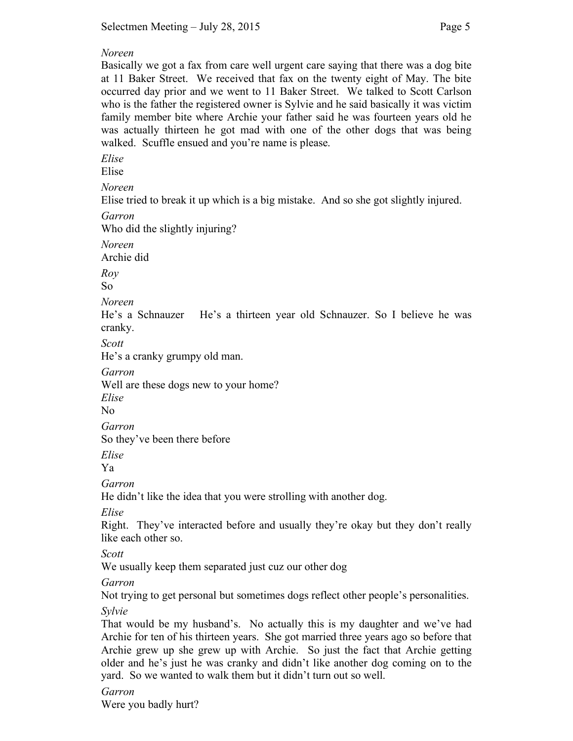*Noreen*

Basically we got a fax from care well urgent care saying that there was a dog bite at 11 Baker Street. We received that fax on the twenty eight of May. The bite occurred day prior and we went to 11 Baker Street. We talked to Scott Carlson who is the father the registered owner is Sylvie and he said basically it was victim family member bite where Archie your father said he was fourteen years old he was actually thirteen he got mad with one of the other dogs that was being walked. Scuffle ensued and you're name is please.

*Elise*

Elise

*Noreen*

Elise tried to break it up which is a big mistake. And so she got slightly injured.

*Garron*

Who did the slightly injuring?

*Noreen*

Archie did

*Roy*

So

*Noreen*

He's a Schnauzer He's a thirteen year old Schnauzer. So I believe he was cranky.

*Scott*

He's a cranky grumpy old man.

*Garron*

Well are these dogs new to your home?

*Elise*

No

*Garron*

So they've been there before

*Elise*

Ya

*Garron*

He didn't like the idea that you were strolling with another dog.

*Elise*

Right. They've interacted before and usually they're okay but they don't really like each other so.

*Scott*

We usually keep them separated just cuz our other dog

*Garron*

Not trying to get personal but sometimes dogs reflect other people's personalities.

*Sylvie*

That would be my husband's. No actually this is my daughter and we've had Archie for ten of his thirteen years. She got married three years ago so before that Archie grew up she grew up with Archie. So just the fact that Archie getting older and he's just he was cranky and didn't like another dog coming on to the yard. So we wanted to walk them but it didn't turn out so well.

*Garron*

Were you badly hurt?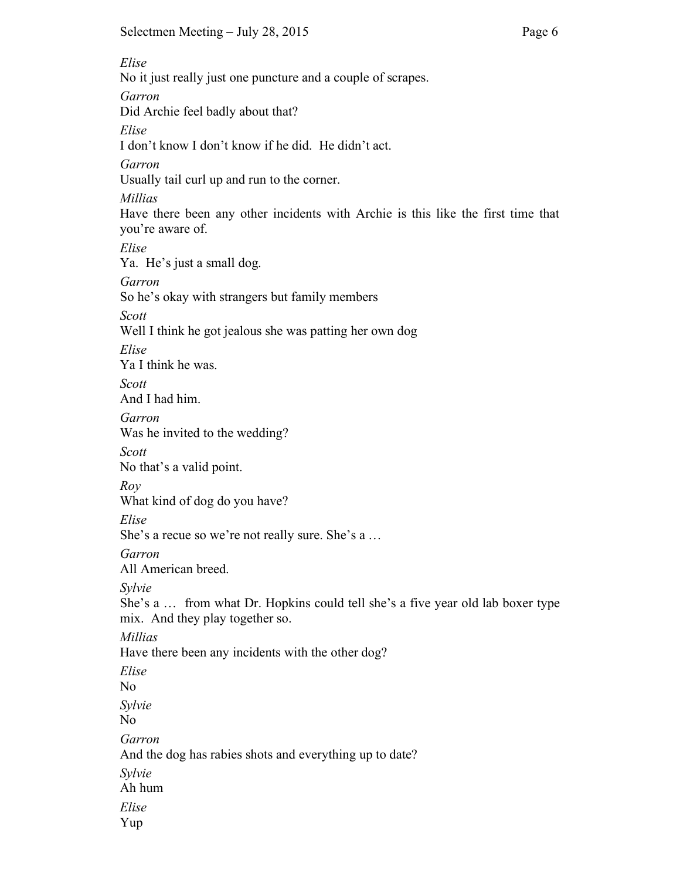*Elise*
No it just really just one puncture and a couple of scrapes.

*Garron*
Did Archie feel badly about that?

*Elise*
I don't know I don't know if he did. He didn't act.

*Garron*
Usually tail curl up and run to the corner.

*Millias*
Have there been any other incidents with Archie is this like the first time that you're aware of.

*Elise*
Ya. He's just a small dog.

*Garron*
So he's okay with strangers but family members

*Scott*
Well I think he got jealous she was patting her own dog

*Elise*
Ya I think he was.

*Scott*
And I had him.

*Garron*
Was he invited to the wedding?

*Scott*
No that's a valid point.

*Roy*
What kind of dog do you have?

*Elise*
She's a recue so we're not really sure. She's a …

*Garron*
All American breed.

*Sylvie*
She's a … from what Dr. Hopkins could tell she's a five year old lab boxer type mix. And they play together so.

*Millias*
Have there been any incidents with the other dog?

*Elise*
No

*Sylvie*
No

*Garron*
And the dog has rabies shots and everything up to date?

*Sylvie*
Ah hum

*Elise*
Yup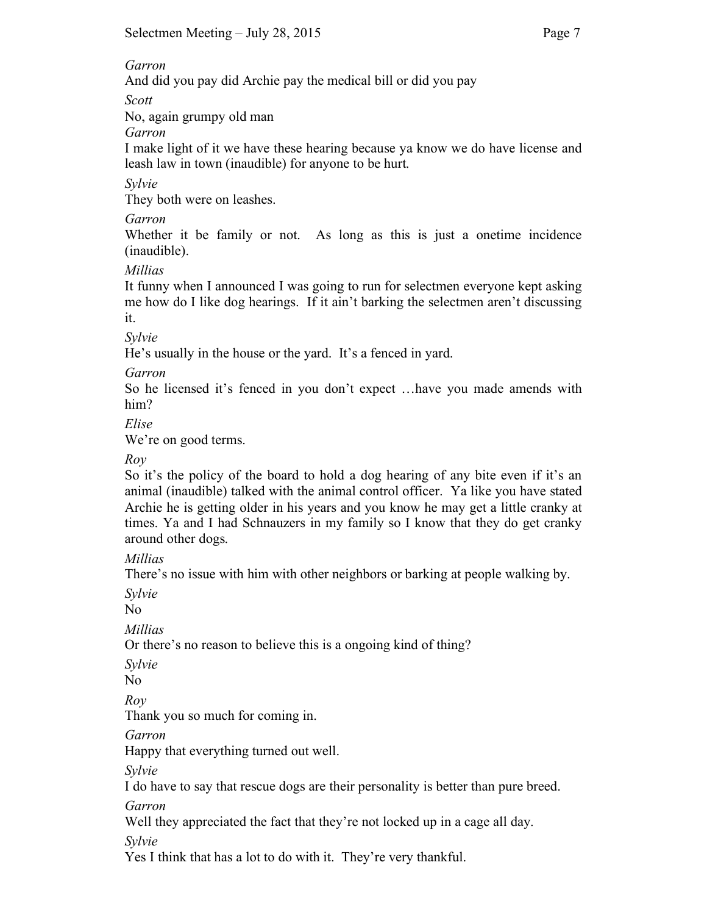*Garron*

And did you pay did Archie pay the medical bill or did you pay

*Scott*

No, again grumpy old man

*Garron*

I make light of it we have these hearing because ya know we do have license and leash law in town (inaudible) for anyone to be hurt.

*Sylvie*

They both were on leashes.

*Garron*

Whether it be family or not. As long as this is just a onetime incidence (inaudible).

*Millias*

It funny when I announced I was going to run for selectmen everyone kept asking me how do I like dog hearings. If it ain't barking the selectmen aren't discussing it.

*Sylvie*

He's usually in the house or the yard. It's a fenced in yard.

*Garron*

So he licensed it's fenced in you don't expect …have you made amends with him?

*Elise*

We're on good terms.

*Roy*

So it's the policy of the board to hold a dog hearing of any bite even if it's an animal (inaudible) talked with the animal control officer. Ya like you have stated Archie he is getting older in his years and you know he may get a little cranky at times. Ya and I had Schnauzers in my family so I know that they do get cranky around other dogs.

*Millias*

There's no issue with him with other neighbors or barking at people walking by.

*Sylvie*

No

*Millias*

Or there's no reason to believe this is a ongoing kind of thing?

*Sylvie*

No

*Roy*

Thank you so much for coming in.

*Garron*

Happy that everything turned out well.

*Sylvie*

I do have to say that rescue dogs are their personality is better than pure breed.

*Garron*

Well they appreciated the fact that they're not locked up in a cage all day.

*Sylvie*

Yes I think that has a lot to do with it. They're very thankful.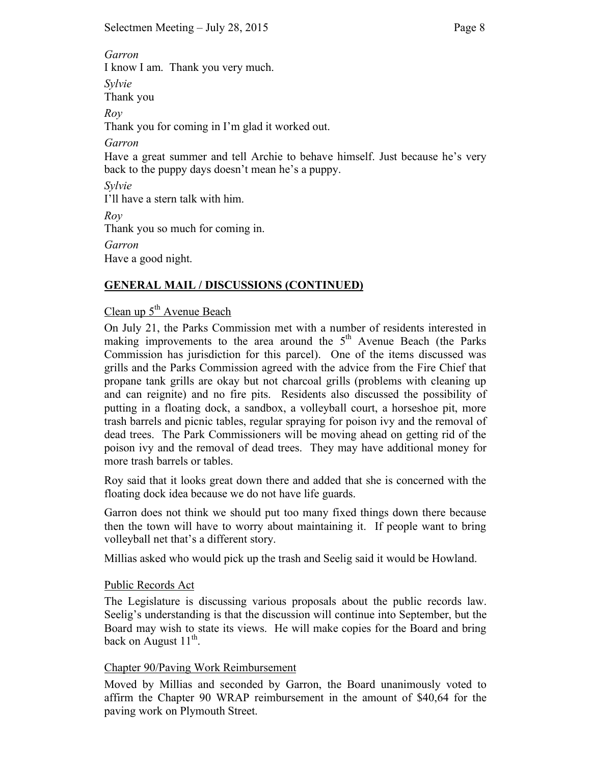*Garron*
I know I am. Thank you very much.

*Sylvie*
Thank you

*Roy*
Thank you for coming in I'm glad it worked out.

*Garron*
Have a great summer and tell Archie to behave himself. Just because he's very back to the puppy days doesn't mean he's a puppy.

*Sylvie*
I'll have a stern talk with him.

*Roy*
Thank you so much for coming in.

*Garron*
Have a good night.

## GENERAL MAIL / DISCUSSIONS (CONTINUED)

### Clean up 5th Avenue Beach

On July 21, the Parks Commission met with a number of residents interested in making improvements to the area around the 5th Avenue Beach (the Parks Commission has jurisdiction for this parcel). One of the items discussed was grills and the Parks Commission agreed with the advice from the Fire Chief that propane tank grills are okay but not charcoal grills (problems with cleaning up and can reignite) and no fire pits. Residents also discussed the possibility of putting in a floating dock, a sandbox, a volleyball court, a horseshoe pit, more trash barrels and picnic tables, regular spraying for poison ivy and the removal of dead trees. The Park Commissioners will be moving ahead on getting rid of the poison ivy and the removal of dead trees. They may have additional money for more trash barrels or tables.

Roy said that it looks great down there and added that she is concerned with the floating dock idea because we do not have life guards.

Garron does not think we should put too many fixed things down there because then the town will have to worry about maintaining it. If people want to bring volleyball net that's a different story.

Millias asked who would pick up the trash and Seelig said it would be Howland.

### Public Records Act

The Legislature is discussing various proposals about the public records law. Seelig's understanding is that the discussion will continue into September, but the Board may wish to state its views. He will make copies for the Board and bring back on August 11th.

### Chapter 90/Paving Work Reimbursement

Moved by Millias and seconded by Garron, the Board unanimously voted to affirm the Chapter 90 WRAP reimbursement in the amount of $40,64 for the paving work on Plymouth Street.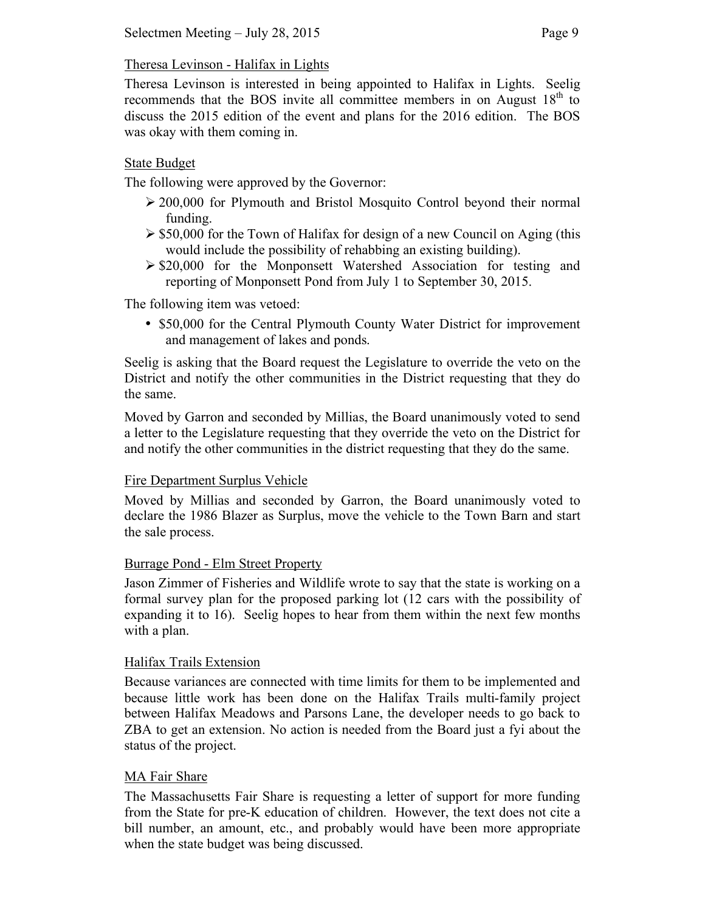Theresa Levinson - Halifax in Lights

Theresa Levinson is interested in being appointed to Halifax in Lights. Seelig recommends that the BOS invite all committee members in on August 18th to discuss the 2015 edition of the event and plans for the 2016 edition. The BOS was okay with them coming in.

State Budget

The following were approved by the Governor:

- 200,000 for Plymouth and Bristol Mosquito Control beyond their normal funding.
- $50,000 for the Town of Halifax for design of a new Council on Aging (this would include the possibility of rehabbing an existing building).
- $20,000 for the Monponsett Watershed Association for testing and reporting of Monponsett Pond from July 1 to September 30, 2015.

The following item was vetoed:

- $50,000 for the Central Plymouth County Water District for improvement and management of lakes and ponds.

Seelig is asking that the Board request the Legislature to override the veto on the District and notify the other communities in the District requesting that they do the same.

Moved by Garron and seconded by Millias, the Board unanimously voted to send a letter to the Legislature requesting that they override the veto on the District for and notify the other communities in the district requesting that they do the same.

Fire Department Surplus Vehicle

Moved by Millias and seconded by Garron, the Board unanimously voted to declare the 1986 Blazer as Surplus, move the vehicle to the Town Barn and start the sale process.

Burrage Pond - Elm Street Property

Jason Zimmer of Fisheries and Wildlife wrote to say that the state is working on a formal survey plan for the proposed parking lot (12 cars with the possibility of expanding it to 16). Seelig hopes to hear from them within the next few months with a plan.

Halifax Trails Extension

Because variances are connected with time limits for them to be implemented and because little work has been done on the Halifax Trails multi-family project between Halifax Meadows and Parsons Lane, the developer needs to go back to ZBA to get an extension. No action is needed from the Board just a fyi about the status of the project.

MA Fair Share

The Massachusetts Fair Share is requesting a letter of support for more funding from the State for pre-K education of children. However, the text does not cite a bill number, an amount, etc., and probably would have been more appropriate when the state budget was being discussed.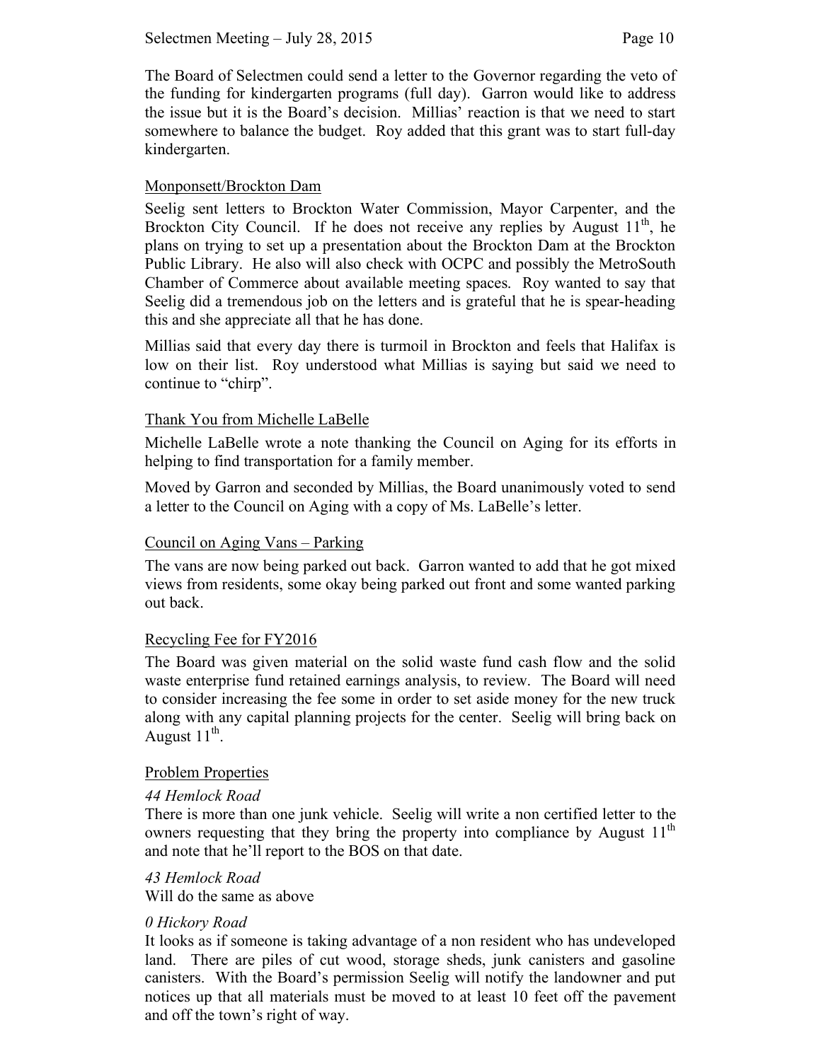The Board of Selectmen could send a letter to the Governor regarding the veto of the funding for kindergarten programs (full day). Garron would like to address the issue but it is the Board's decision. Millias' reaction is that we need to start somewhere to balance the budget. Roy added that this grant was to start full-day kindergarten.

## Monponsett/Brockton Dam

Seelig sent letters to Brockton Water Commission, Mayor Carpenter, and the Brockton City Council. If he does not receive any replies by August 11th, he plans on trying to set up a presentation about the Brockton Dam at the Brockton Public Library. He also will also check with OCPC and possibly the MetroSouth Chamber of Commerce about available meeting spaces. Roy wanted to say that Seelig did a tremendous job on the letters and is grateful that he is spear-heading this and she appreciate all that he has done.

Millias said that every day there is turmoil in Brockton and feels that Halifax is low on their list. Roy understood what Millias is saying but said we need to continue to "chirp".

## Thank You from Michelle LaBelle

Michelle LaBelle wrote a note thanking the Council on Aging for its efforts in helping to find transportation for a family member.

Moved by Garron and seconded by Millias, the Board unanimously voted to send a letter to the Council on Aging with a copy of Ms. LaBelle's letter.

## Council on Aging Vans – Parking

The vans are now being parked out back. Garron wanted to add that he got mixed views from residents, some okay being parked out front and some wanted parking out back.

## Recycling Fee for FY2016

The Board was given material on the solid waste fund cash flow and the solid waste enterprise fund retained earnings analysis, to review. The Board will need to consider increasing the fee some in order to set aside money for the new truck along with any capital planning projects for the center. Seelig will bring back on August 11th.

## Problem Properties

*44 Hemlock Road*
There is more than one junk vehicle. Seelig will write a non certified letter to the owners requesting that they bring the property into compliance by August 11th and note that he'll report to the BOS on that date.

*43 Hemlock Road*
Will do the same as above

*0 Hickory Road*
It looks as if someone is taking advantage of a non resident who has undeveloped land. There are piles of cut wood, storage sheds, junk canisters and gasoline canisters. With the Board's permission Seelig will notify the landowner and put notices up that all materials must be moved to at least 10 feet off the pavement and off the town's right of way.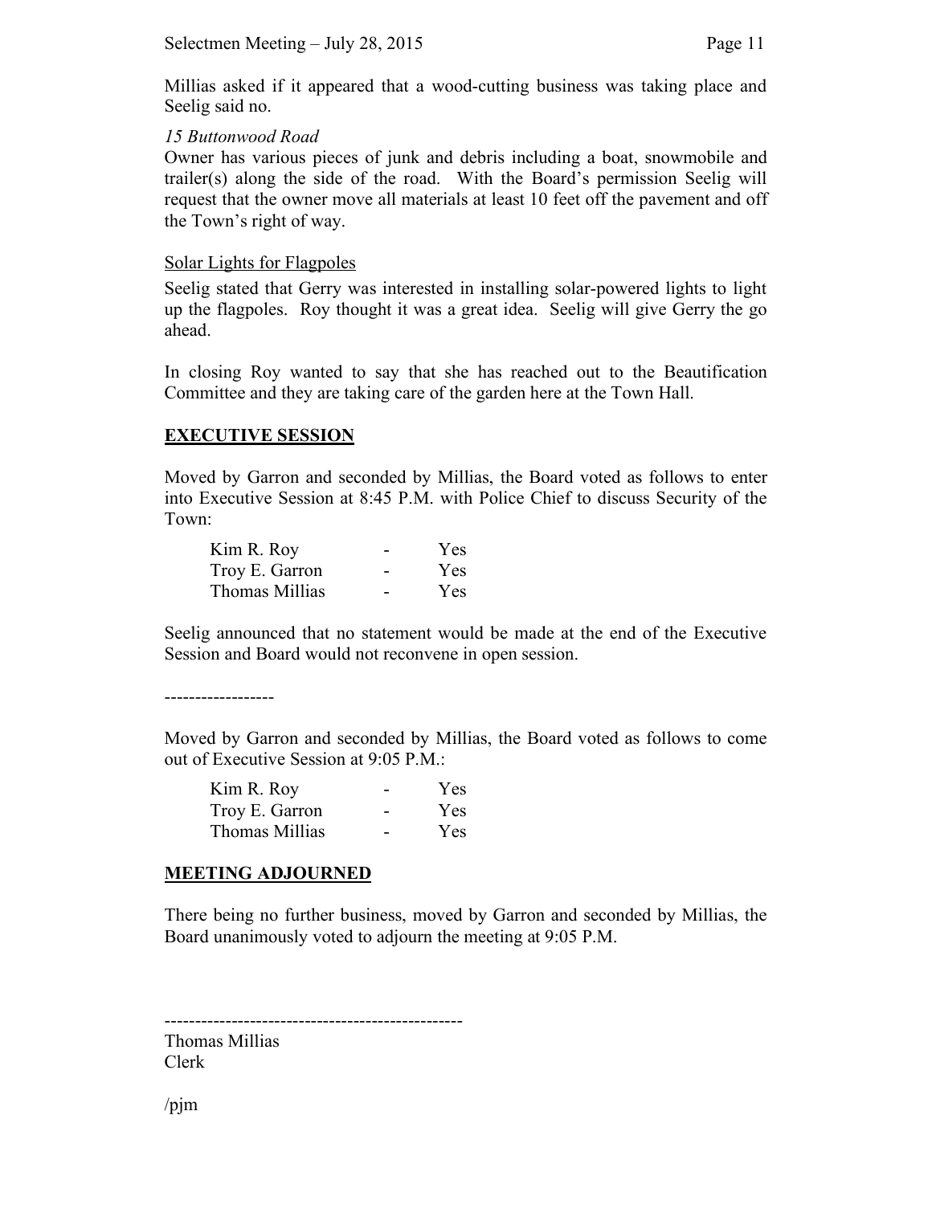Millias asked if it appeared that a wood-cutting business was taking place and Seelig said no.

*15 Buttonwood Road*

Owner has various pieces of junk and debris including a boat, snowmobile and trailer(s) along the side of the road. With the Board's permission Seelig will request that the owner move all materials at least 10 feet off the pavement and off the Town's right of way.

Solar Lights for Flagpoles

Seelig stated that Gerry was interested in installing solar-powered lights to light up the flagpoles. Roy thought it was a great idea. Seelig will give Gerry the go ahead.

In closing Roy wanted to say that she has reached out to the Beautification Committee and they are taking care of the garden here at the Town Hall.

## **EXECUTIVE SESSION**

Moved by Garron and seconded by Millias, the Board voted as follows to enter into Executive Session at 8:45 P.M. with Police Chief to discuss Security of the Town:

| | | |
|---|---|---|
| Kim R. Roy | - | Yes |
| Troy E. Garron | - | Yes |
| Thomas Millias | - | Yes |

Seelig announced that no statement would be made at the end of the Executive Session and Board would not reconvene in open session.

------------------

Moved by Garron and seconded by Millias, the Board voted as follows to come out of Executive Session at 9:05 P.M.:

| | | |
|---|---|---|
| Kim R. Roy | - | Yes |
| Troy E. Garron | - | Yes |
| Thomas Millias | - | Yes |

## **MEETING ADJOURNED**

There being no further business, moved by Garron and seconded by Millias, the Board unanimously voted to adjourn the meeting at 9:05 P.M.

------------------------------------------------

Thomas Millias
Clerk

/pjm